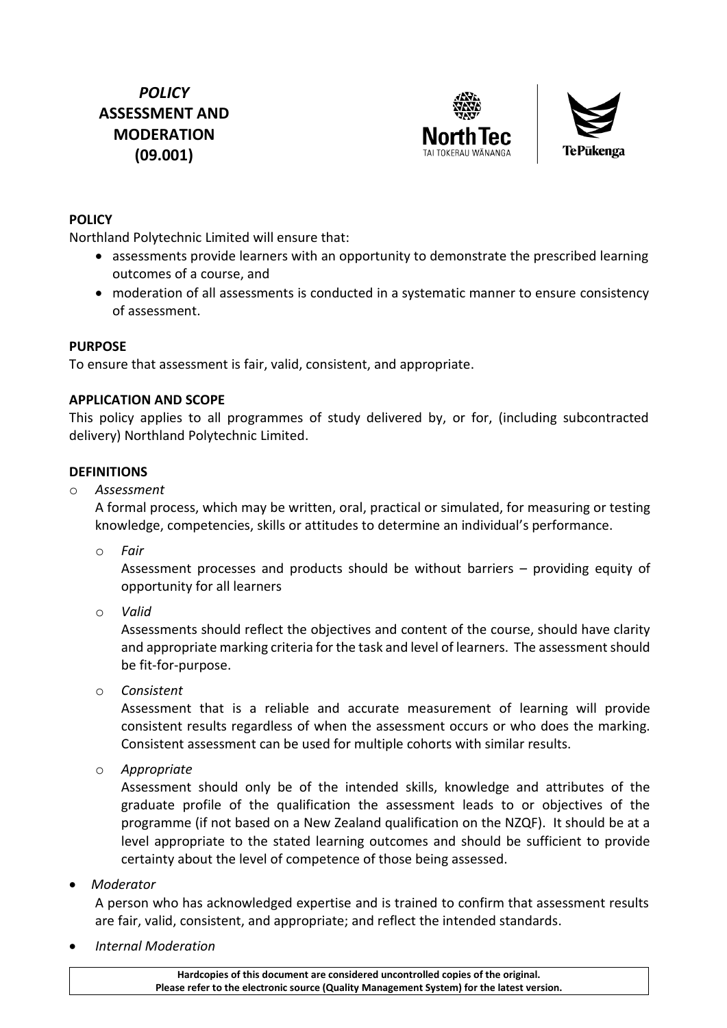# *POLICY*
# ASSESSMENT AND MODERATION (09.001)

**POLICY**

Northland Polytechnic Limited will ensure that:

- assessments provide learners with an opportunity to demonstrate the prescribed learning outcomes of a course, and
- moderation of all assessments is conducted in a systematic manner to ensure consistency of assessment.

**PURPOSE**

To ensure that assessment is fair, valid, consistent, and appropriate.

**APPLICATION AND SCOPE**

This policy applies to all programmes of study delivered by, or for, (including subcontracted delivery) Northland Polytechnic Limited.

**DEFINITIONS**

- *Assessment*

  A formal process, which may be written, oral, practical or simulated, for measuring or testing knowledge, competencies, skills or attitudes to determine an individual's performance.

  - *Fair*

    Assessment processes and products should be without barriers – providing equity of opportunity for all learners

  - *Valid*

    Assessments should reflect the objectives and content of the course, should have clarity and appropriate marking criteria for the task and level of learners. The assessment should be fit-for-purpose.

  - *Consistent*

    Assessment that is a reliable and accurate measurement of learning will provide consistent results regardless of when the assessment occurs or who does the marking. Consistent assessment can be used for multiple cohorts with similar results.

  - *Appropriate*

    Assessment should only be of the intended skills, knowledge and attributes of the graduate profile of the qualification the assessment leads to or objectives of the programme (if not based on a New Zealand qualification on the NZQF). It should be at a level appropriate to the stated learning outcomes and should be sufficient to provide certainty about the level of competence of those being assessed.

- *Moderator*

  A person who has acknowledged expertise and is trained to confirm that assessment results are fair, valid, consistent, and appropriate; and reflect the intended standards.

- *Internal Moderation*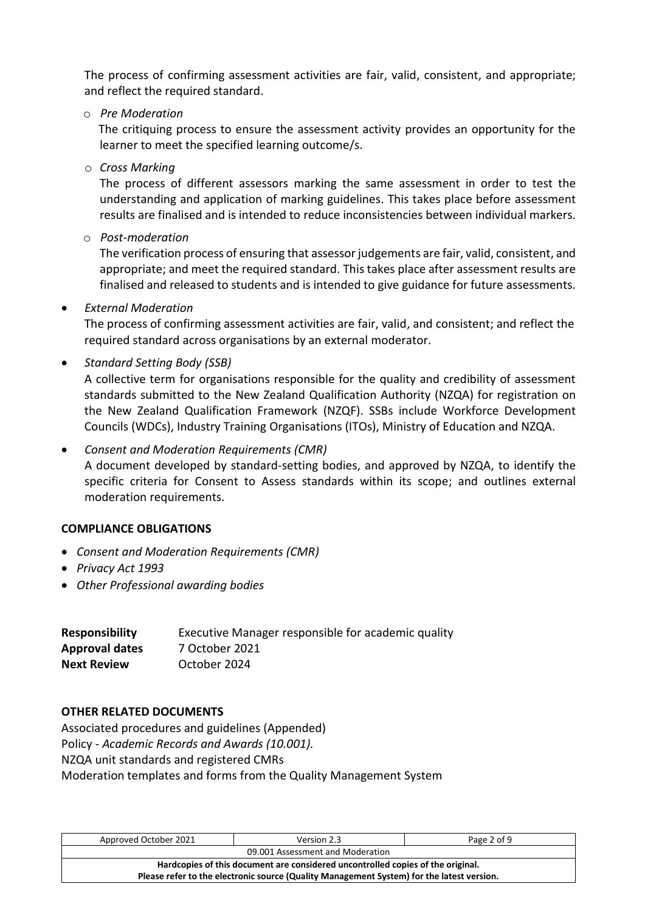The process of confirming assessment activities are fair, valid, consistent, and appropriate; and reflect the required standard.

- *Pre Moderation*

  The critiquing process to ensure the assessment activity provides an opportunity for the learner to meet the specified learning outcome/s.

- *Cross Marking*

  The process of different assessors marking the same assessment in order to test the understanding and application of marking guidelines. This takes place before assessment results are finalised and is intended to reduce inconsistencies between individual markers.

- *Post-moderation*

  The verification process of ensuring that assessor judgements are fair, valid, consistent, and appropriate; and meet the required standard. This takes place after assessment results are finalised and released to students and is intended to give guidance for future assessments.

- *External Moderation*

  The process of confirming assessment activities are fair, valid, and consistent; and reflect the required standard across organisations by an external moderator.

- *Standard Setting Body (SSB)*

  A collective term for organisations responsible for the quality and credibility of assessment standards submitted to the New Zealand Qualification Authority (NZQA) for registration on the New Zealand Qualification Framework (NZQF). SSBs include Workforce Development Councils (WDCs), Industry Training Organisations (ITOs), Ministry of Education and NZQA.

- *Consent and Moderation Requirements (CMR)*

  A document developed by standard-setting bodies, and approved by NZQA, to identify the specific criteria for Consent to Assess standards within its scope; and outlines external moderation requirements.

**COMPLIANCE OBLIGATIONS**

- *Consent and Moderation Requirements (CMR)*
- *Privacy Act 1993*
- *Other Professional awarding bodies*

**Responsibility** Executive Manager responsible for academic quality
**Approval dates** 7 October 2021
**Next Review** October 2024

**OTHER RELATED DOCUMENTS**

Associated procedures and guidelines (Appended)
Policy - *Academic Records and Awards (10.001).*
NZQA unit standards and registered CMRs
Moderation templates and forms from the Quality Management System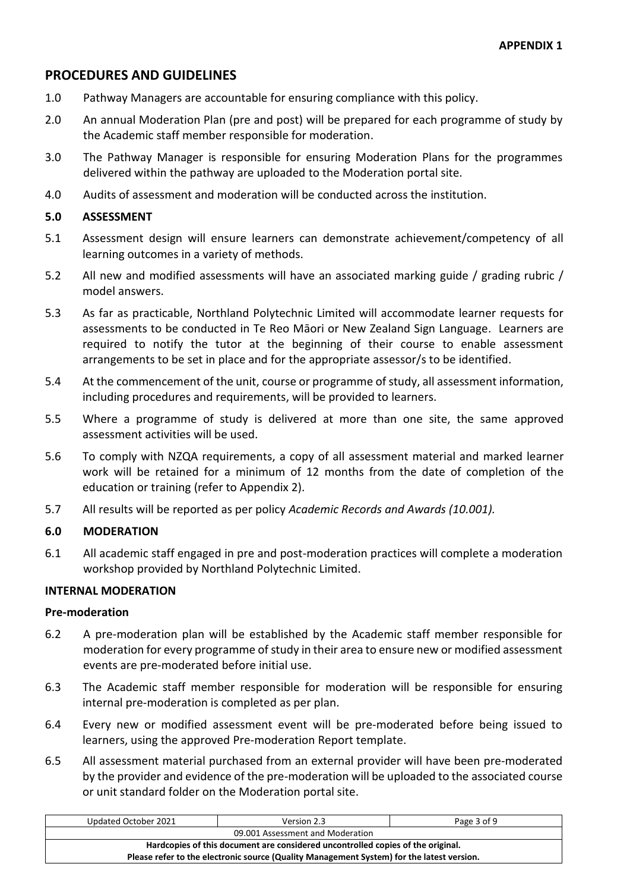**APPENDIX 1**

## PROCEDURES AND GUIDELINES

1.0 Pathway Managers are accountable for ensuring compliance with this policy.

2.0 An annual Moderation Plan (pre and post) will be prepared for each programme of study by the Academic staff member responsible for moderation.

3.0 The Pathway Manager is responsible for ensuring Moderation Plans for the programmes delivered within the pathway are uploaded to the Moderation portal site.

4.0 Audits of assessment and moderation will be conducted across the institution.

### 5.0 ASSESSMENT

5.1 Assessment design will ensure learners can demonstrate achievement/competency of all learning outcomes in a variety of methods.

5.2 All new and modified assessments will have an associated marking guide / grading rubric / model answers.

5.3 As far as practicable, Northland Polytechnic Limited will accommodate learner requests for assessments to be conducted in Te Reo Māori or New Zealand Sign Language. Learners are required to notify the tutor at the beginning of their course to enable assessment arrangements to be set in place and for the appropriate assessor/s to be identified.

5.4 At the commencement of the unit, course or programme of study, all assessment information, including procedures and requirements, will be provided to learners.

5.5 Where a programme of study is delivered at more than one site, the same approved assessment activities will be used.

5.6 To comply with NZQA requirements, a copy of all assessment material and marked learner work will be retained for a minimum of 12 months from the date of completion of the education or training (refer to Appendix 2).

5.7 All results will be reported as per policy *Academic Records and Awards (10.001).*

### 6.0 MODERATION

6.1 All academic staff engaged in pre and post-moderation practices will complete a moderation workshop provided by Northland Polytechnic Limited.

#### INTERNAL MODERATION

**Pre-moderation**

6.2 A pre-moderation plan will be established by the Academic staff member responsible for moderation for every programme of study in their area to ensure new or modified assessment events are pre-moderated before initial use.

6.3 The Academic staff member responsible for moderation will be responsible for ensuring internal pre-moderation is completed as per plan.

6.4 Every new or modified assessment event will be pre-moderated before being issued to learners, using the approved Pre-moderation Report template.

6.5 All assessment material purchased from an external provider will have been pre-moderated by the provider and evidence of the pre-moderation will be uploaded to the associated course or unit standard folder on the Moderation portal site.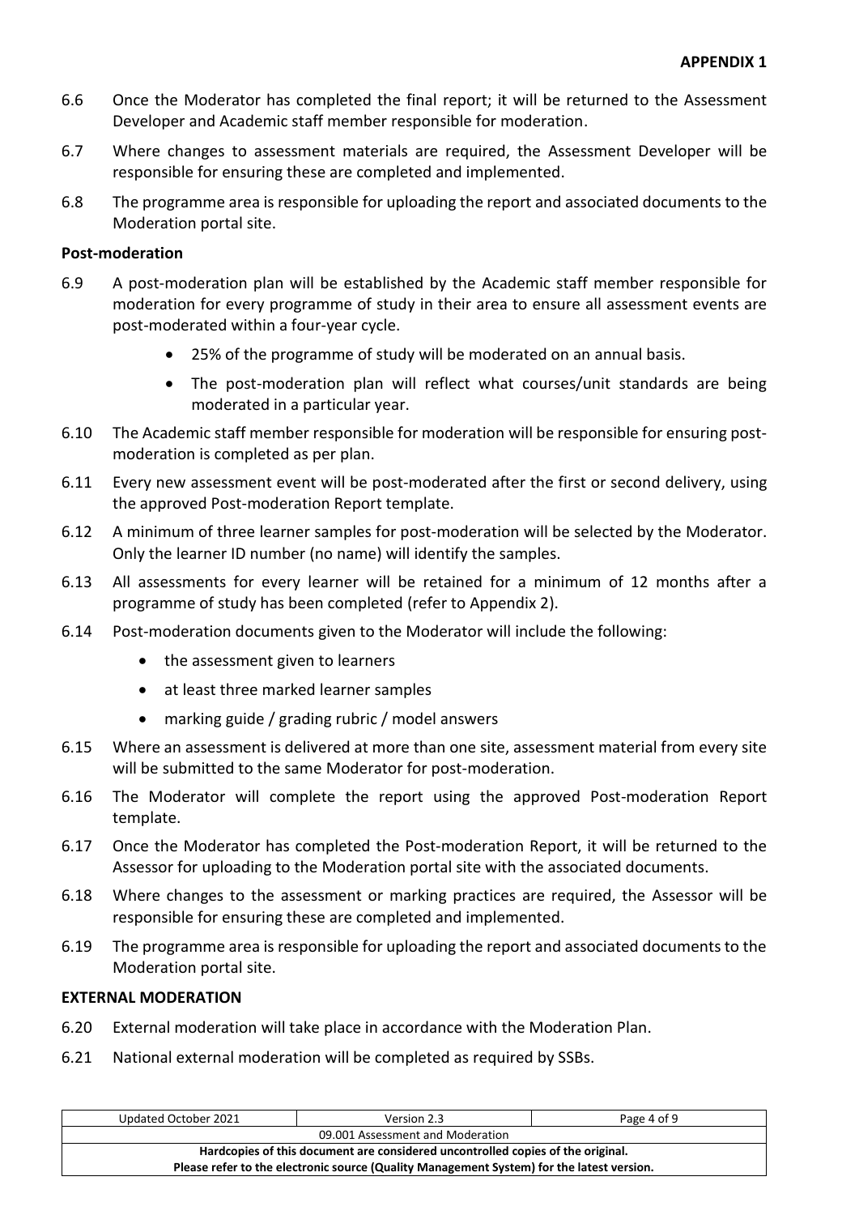**APPENDIX 1**

6.6 Once the Moderator has completed the final report; it will be returned to the Assessment Developer and Academic staff member responsible for moderation.

6.7 Where changes to assessment materials are required, the Assessment Developer will be responsible for ensuring these are completed and implemented.

6.8 The programme area is responsible for uploading the report and associated documents to the Moderation portal site.

**Post-moderation**

6.9 A post-moderation plan will be established by the Academic staff member responsible for moderation for every programme of study in their area to ensure all assessment events are post-moderated within a four-year cycle.

- 25% of the programme of study will be moderated on an annual basis.
- The post-moderation plan will reflect what courses/unit standards are being moderated in a particular year.

6.10 The Academic staff member responsible for moderation will be responsible for ensuring post-moderation is completed as per plan.

6.11 Every new assessment event will be post-moderated after the first or second delivery, using the approved Post-moderation Report template.

6.12 A minimum of three learner samples for post-moderation will be selected by the Moderator. Only the learner ID number (no name) will identify the samples.

6.13 All assessments for every learner will be retained for a minimum of 12 months after a programme of study has been completed (refer to Appendix 2).

6.14 Post-moderation documents given to the Moderator will include the following:

- the assessment given to learners
- at least three marked learner samples
- marking guide / grading rubric / model answers

6.15 Where an assessment is delivered at more than one site, assessment material from every site will be submitted to the same Moderator for post-moderation.

6.16 The Moderator will complete the report using the approved Post-moderation Report template.

6.17 Once the Moderator has completed the Post-moderation Report, it will be returned to the Assessor for uploading to the Moderation portal site with the associated documents.

6.18 Where changes to the assessment or marking practices are required, the Assessor will be responsible for ensuring these are completed and implemented.

6.19 The programme area is responsible for uploading the report and associated documents to the Moderation portal site.

**EXTERNAL MODERATION**

6.20 External moderation will take place in accordance with the Moderation Plan.

6.21 National external moderation will be completed as required by SSBs.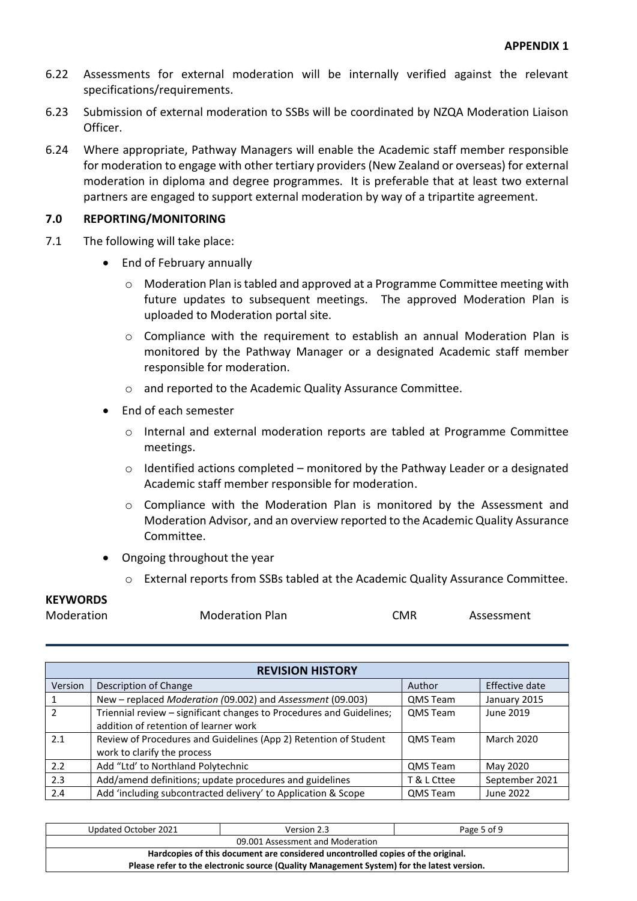**APPENDIX 1**

6.22 Assessments for external moderation will be internally verified against the relevant specifications/requirements.

6.23 Submission of external moderation to SSBs will be coordinated by NZQA Moderation Liaison Officer.

6.24 Where appropriate, Pathway Managers will enable the Academic staff member responsible for moderation to engage with other tertiary providers (New Zealand or overseas) for external moderation in diploma and degree programmes. It is preferable that at least two external partners are engaged to support external moderation by way of a tripartite agreement.

## 7.0 REPORTING/MONITORING

7.1 The following will take place:

- End of February annually
    - Moderation Plan is tabled and approved at a Programme Committee meeting with future updates to subsequent meetings. The approved Moderation Plan is uploaded to Moderation portal site.
    - Compliance with the requirement to establish an annual Moderation Plan is monitored by the Pathway Manager or a designated Academic staff member responsible for moderation.
    - and reported to the Academic Quality Assurance Committee.
- End of each semester
    - Internal and external moderation reports are tabled at Programme Committee meetings.
    - Identified actions completed – monitored by the Pathway Leader or a designated Academic staff member responsible for moderation.
    - Compliance with the Moderation Plan is monitored by the Assessment and Moderation Advisor, and an overview reported to the Academic Quality Assurance Committee.
- Ongoing throughout the year
    - External reports from SSBs tabled at the Academic Quality Assurance Committee.

**KEYWORDS**

Moderation　　Moderation Plan　　CMR　　Assessment

| REVISION HISTORY | | | |
|---|---|---|---|
| Version | Description of Change | Author | Effective date |
| 1 | New – replaced *Moderation (*09.002) and *Assessment* (09.003) | QMS Team | January 2015 |
| 2 | Triennial review – significant changes to Procedures and Guidelines; addition of retention of learner work | QMS Team | June 2019 |
| 2.1 | Review of Procedures and Guidelines (App 2) Retention of Student work to clarify the process | QMS Team | March 2020 |
| 2.2 | Add "Ltd' to Northland Polytechnic | QMS Team | May 2020 |
| 2.3 | Add/amend definitions; update procedures and guidelines | T & L Cttee | September 2021 |
| 2.4 | Add 'including subcontracted delivery' to Application & Scope | QMS Team | June 2022 |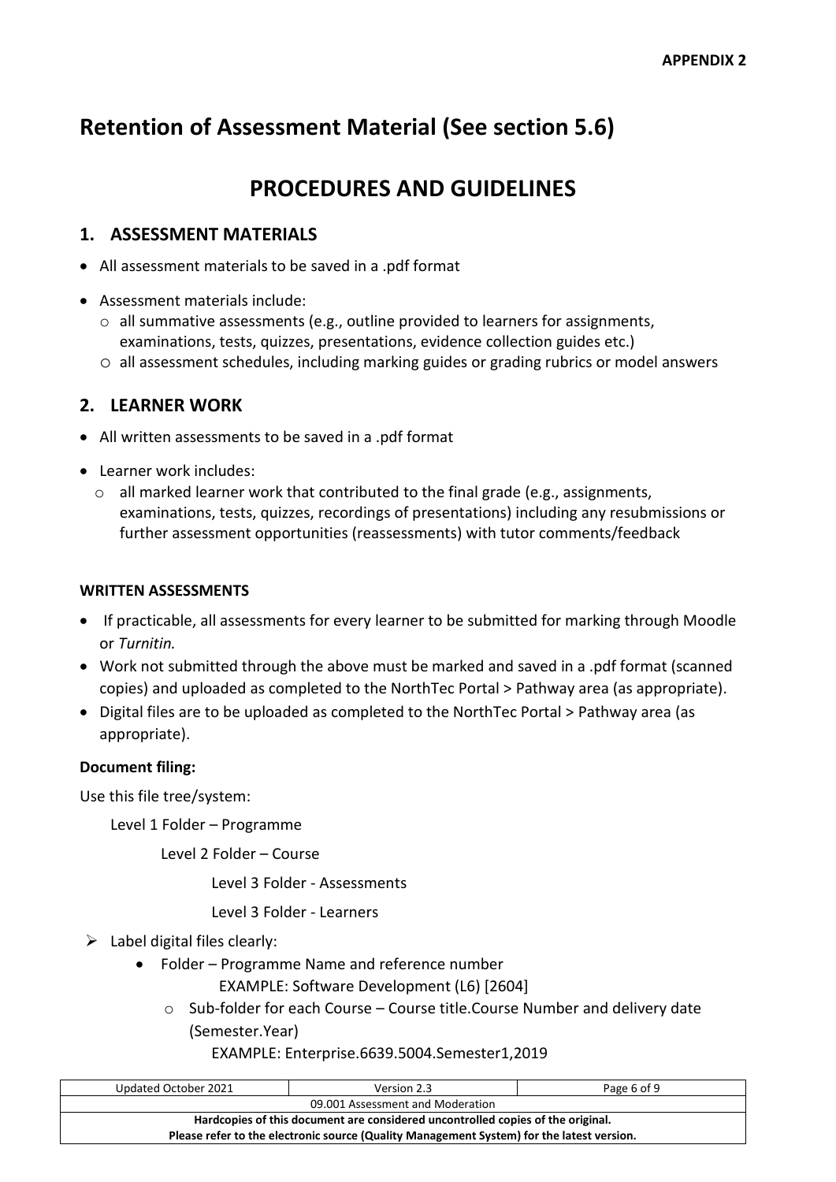APPENDIX 2

# Retention of Assessment Material (See section 5.6)

# PROCEDURES AND GUIDELINES

## 1. ASSESSMENT MATERIALS

- All assessment materials to be saved in a .pdf format
- Assessment materials include:
  - all summative assessments (e.g., outline provided to learners for assignments, examinations, tests, quizzes, presentations, evidence collection guides etc.)
  - all assessment schedules, including marking guides or grading rubrics or model answers

## 2. LEARNER WORK

- All written assessments to be saved in a .pdf format
- Learner work includes:
  - all marked learner work that contributed to the final grade (e.g., assignments, examinations, tests, quizzes, recordings of presentations) including any resubmissions or further assessment opportunities (reassessments) with tutor comments/feedback

### WRITTEN ASSESSMENTS

- If practicable, all assessments for every learner to be submitted for marking through Moodle or *Turnitin.*
- Work not submitted through the above must be marked and saved in a .pdf format (scanned copies) and uploaded as completed to the NorthTec Portal > Pathway area (as appropriate).
- Digital files are to be uploaded as completed to the NorthTec Portal > Pathway area (as appropriate).

**Document filing:**

Use this file tree/system:

- Level 1 Folder – Programme
  - Level 2 Folder – Course
    - Level 3 Folder - Assessments
    - Level 3 Folder - Learners

- Label digital files clearly:
  - Folder – Programme Name and reference number
    EXAMPLE: Software Development (L6) [2604]
    - Sub-folder for each Course – Course title.Course Number and delivery date (Semester.Year)
      EXAMPLE: Enterprise.6639.5004.Semester1,2019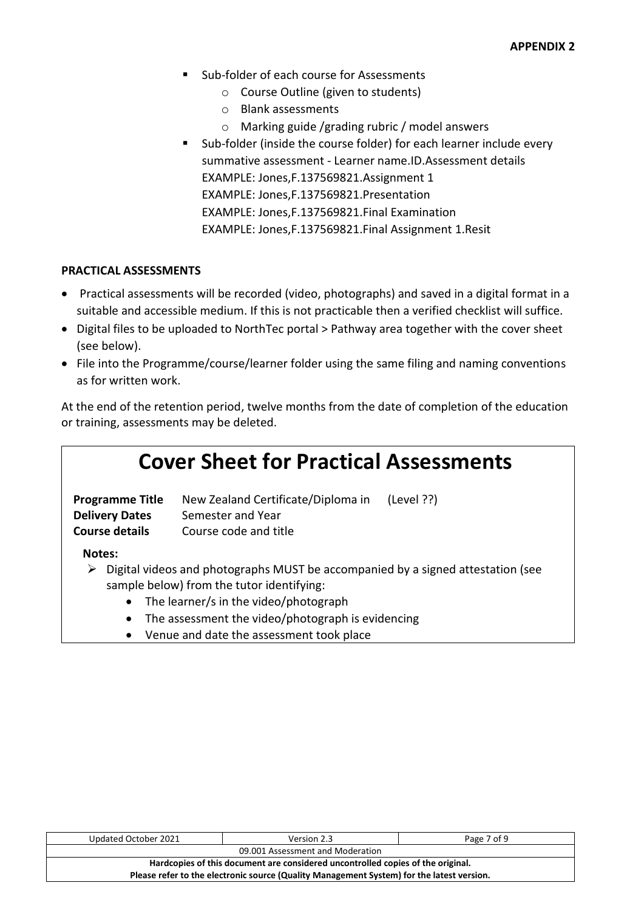**APPENDIX 2**

- Sub-folder of each course for Assessments
  - Course Outline (given to students)
  - Blank assessments
  - Marking guide /grading rubric / model answers
- Sub-folder (inside the course folder) for each learner include every summative assessment - Learner name.ID.Assessment details
  EXAMPLE: Jones,F.137569821.Assignment 1
  EXAMPLE: Jones,F.137569821.Presentation
  EXAMPLE: Jones,F.137569821.Final Examination
  EXAMPLE: Jones,F.137569821.Final Assignment 1.Resit

**PRACTICAL ASSESSMENTS**

- Practical assessments will be recorded (video, photographs) and saved in a digital format in a suitable and accessible medium. If this is not practicable then a verified checklist will suffice.
- Digital files to be uploaded to NorthTec portal > Pathway area together with the cover sheet (see below).
- File into the Programme/course/learner folder using the same filing and naming conventions as for written work.

At the end of the retention period, twelve months from the date of completion of the education or training, assessments may be deleted.

# Cover Sheet for Practical Assessments

| | | |
|---|---|---|
| **Programme Title** | New Zealand Certificate/Diploma in | (Level ??) |
| **Delivery Dates** | Semester and Year | |
| **Course details** | Course code and title | |

**Notes:**

- Digital videos and photographs MUST be accompanied by a signed attestation (see sample below) from the tutor identifying:
  - The learner/s in the video/photograph
  - The assessment the video/photograph is evidencing
  - Venue and date the assessment took place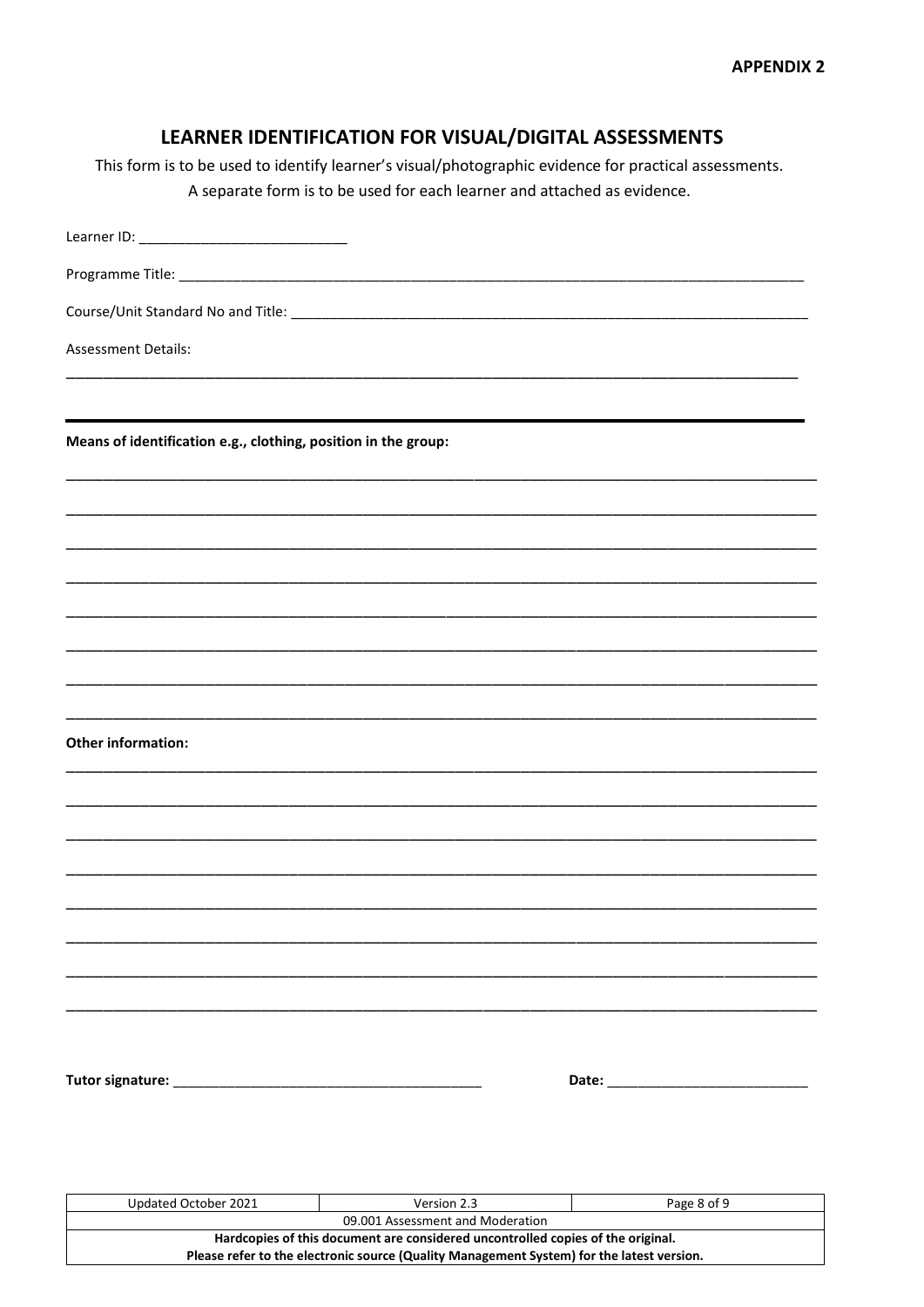**APPENDIX 2**

## LEARNER IDENTIFICATION FOR VISUAL/DIGITAL ASSESSMENTS

This form is to be used to identify learner's visual/photographic evidence for practical assessments.
A separate form is to be used for each learner and attached as evidence.

Learner ID: ___________________________

Programme Title: _______________________________________________________________________________

Course/Unit Standard No and Title: _____________________________________________________________________

Assessment Details:

_______________________________________________________________________________________________

---

**Means of identification e.g., clothing, position in the group:**

_______________________________________________________________________________________________

_______________________________________________________________________________________________

_______________________________________________________________________________________________

_______________________________________________________________________________________________

_______________________________________________________________________________________________

_______________________________________________________________________________________________

_______________________________________________________________________________________________

_______________________________________________________________________________________________

**Other information:**

_______________________________________________________________________________________________

_______________________________________________________________________________________________

_______________________________________________________________________________________________

_______________________________________________________________________________________________

_______________________________________________________________________________________________

_______________________________________________________________________________________________

_______________________________________________________________________________________________

_______________________________________________________________________________________________

**Tutor signature:** ________________________________________ **Date:** __________________________

| Updated October 2021 | Version 2.3 | Page 8 of 9 |
|---|---|---|
| 09.001 Assessment and Moderation | | |
| **Hardcopies of this document are considered uncontrolled copies of the original. Please refer to the electronic source (Quality Management System) for the latest version.** | | |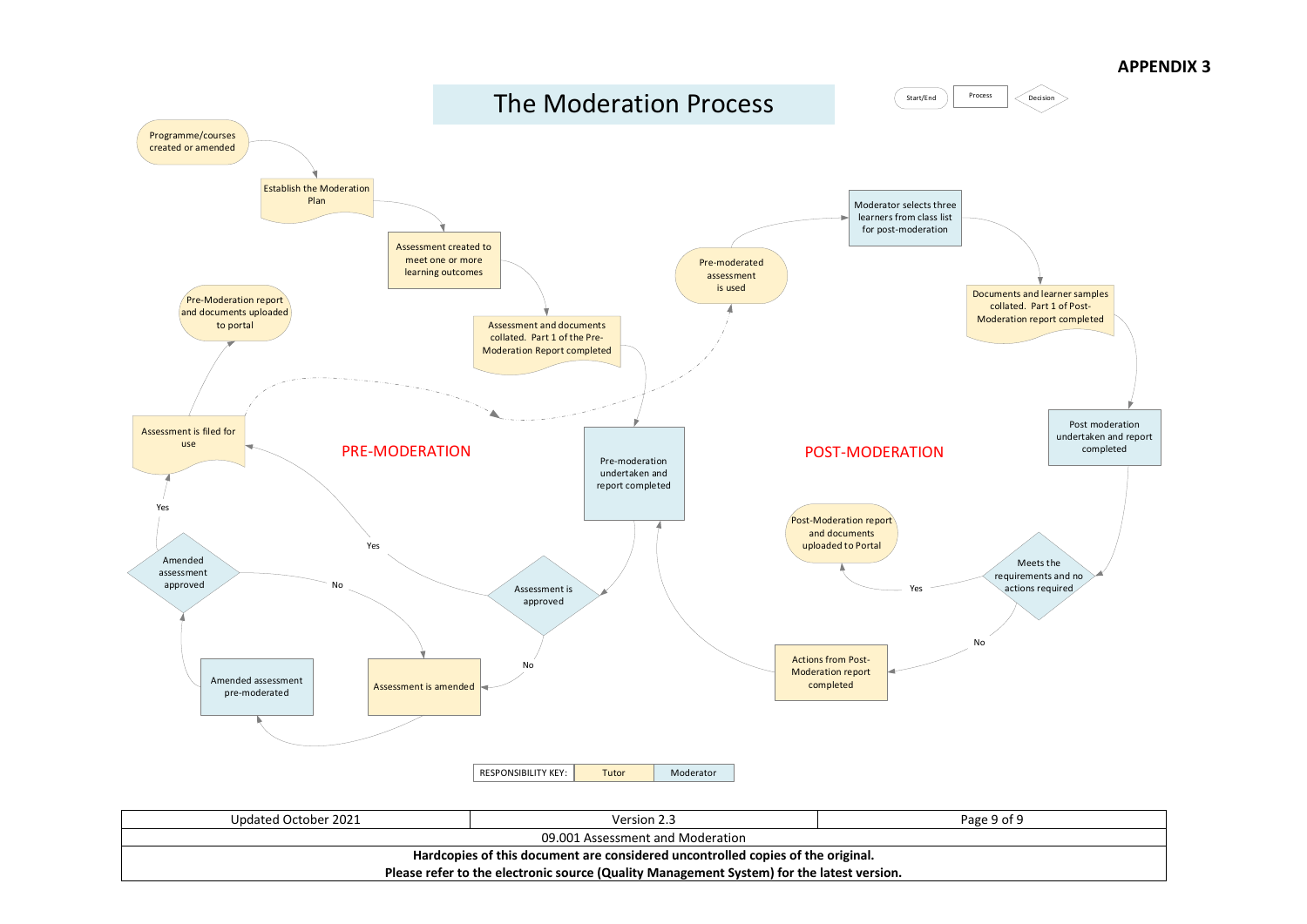**APPENDIX 3**

# The Moderation Process

Start/End

Process

Decision

Programme/courses created or amended

Establish the Moderation Plan

Assessment created to meet one or more learning outcomes

Assessment and documents collated. Part 1 of the Pre-Moderation Report completed

Pre-moderation undertaken and report completed

Assessment is approved

Yes

No

Assessment is amended

Amended assessment pre-moderated

Amended assessment approved

Yes

No

Assessment is filed for use

Pre-Moderation report and documents uploaded to portal

PRE-MODERATION

Pre-moderated assessment is used

Moderator selects three learners from class list for post-moderation

Documents and learner samples collated. Part 1 of Post-Moderation report completed

Post moderation undertaken and report completed

Meets the requirements and no actions required

Yes

No

Post-Moderation report and documents uploaded to Portal

Actions from Post-Moderation report completed

POST-MODERATION

RESPONSIBILITY KEY: Tutor | Moderator

| Updated October 2021 | Version 2.3 | Page 9 of 9 |
|---|---|---|
| 09.001 Assessment and Moderation | | |
| **Hardcopies of this document are considered uncontrolled copies of the original. Please refer to the electronic source (Quality Management System) for the latest version.** | | |